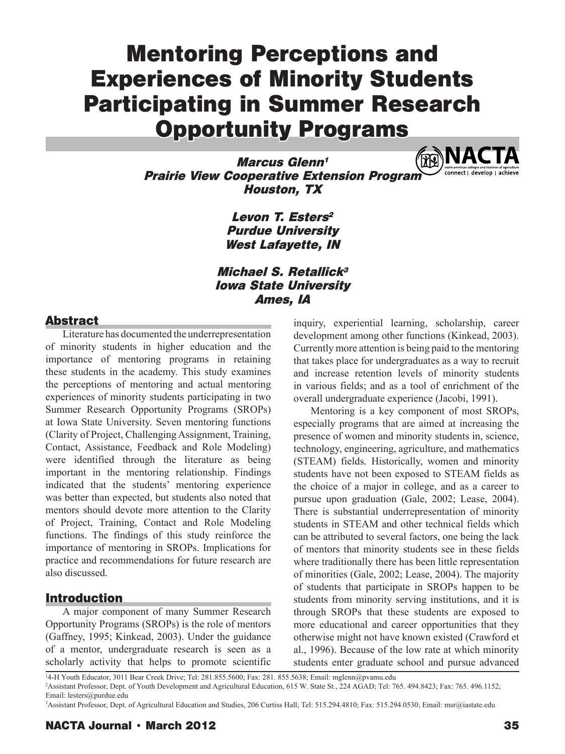# Mentoring Perceptions and Experiences of Minority Students Participating in Summer Research Opportunity Programs

***Marcus Glenn[1]***
***Prairie View Cooperative Extension Program***
***Houston, TX***

***Levon T. Esters[2]***
***Purdue University***
***West Lafayette, IN***

***Michael S. Retallick[3]***
***Iowa State University***
***Ames, IA***

## Abstract

Literature has documented the underrepresentation of minority students in higher education and the importance of mentoring programs in retaining these students in the academy. This study examines the perceptions of mentoring and actual mentoring experiences of minority students participating in two Summer Research Opportunity Programs (SROPs) at Iowa State University. Seven mentoring functions (Clarity of Project, Challenging Assignment, Training, Contact, Assistance, Feedback and Role Modeling) were identified through the literature as being important in the mentoring relationship. Findings indicated that the students' mentoring experience was better than expected, but students also noted that mentors should devote more attention to the Clarity of Project, Training, Contact and Role Modeling functions. The findings of this study reinforce the importance of mentoring in SROPs. Implications for practice and recommendations for future research are also discussed.

## Introduction

A major component of many Summer Research Opportunity Programs (SROPs) is the role of mentors (Gaffney, 1995; Kinkead, 2003). Under the guidance of a mentor, undergraduate research is seen as a scholarly activity that helps to promote scientific inquiry, experiential learning, scholarship, career development among other functions (Kinkead, 2003). Currently more attention is being paid to the mentoring that takes place for undergraduates as a way to recruit and increase retention levels of minority students in various fields; and as a tool of enrichment of the overall undergraduate experience (Jacobi, 1991).

Mentoring is a key component of most SROPs, especially programs that are aimed at increasing the presence of women and minority students in, science, technology, engineering, agriculture, and mathematics (STEAM) fields. Historically, women and minority students have not been exposed to STEAM fields as the choice of a major in college, and as a career to pursue upon graduation (Gale, 2002; Lease, 2004). There is substantial underrepresentation of minority students in STEAM and other technical fields which can be attributed to several factors, one being the lack of mentors that minority students see in these fields where traditionally there has been little representation of minorities (Gale, 2002; Lease, 2004). The majority of students that participate in SROPs happen to be students from minority serving institutions, and it is through SROPs that these students are exposed to more educational and career opportunities that they otherwise might not have known existed (Crawford et al., 1996). Because of the low rate at which minority students enter graduate school and pursue advanced

[1] 4-H Youth Educator, 3011 Bear Creek Drive; Tel: 281.855.5600; Fax: 281. 855.5638; Email: mglenn@pvamu.edu

[2] Assistant Professor, Dept. of Youth Development and Agricultural Education, 615 W. State St., 224 AGAD; Tel: 765. 494.8423; Fax: 765. 496.1152; Email: lesters@purdue.edu

[3] Assistant Professor, Dept. of Agricultural Education and Studies, 206 Curtiss Hall; Tel: 515.294.4810; Fax: 515.294.0530; Email: msr@iastate.edu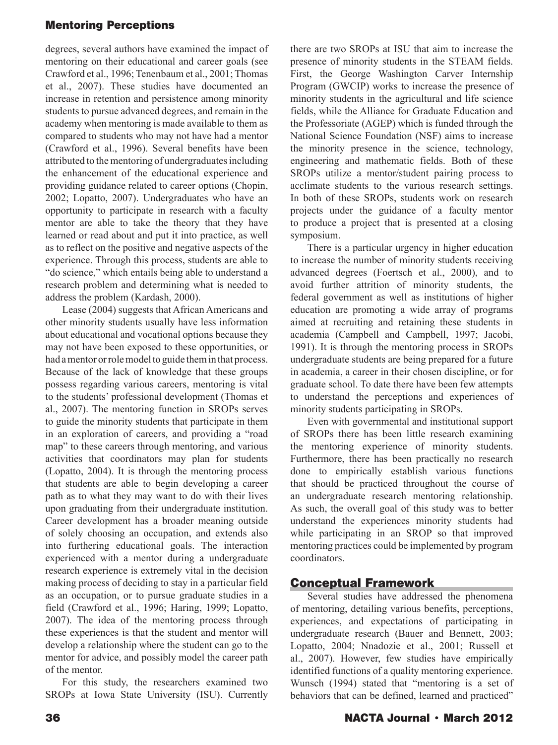degrees, several authors have examined the impact of mentoring on their educational and career goals (see Crawford et al., 1996; Tenenbaum et al., 2001; Thomas et al., 2007). These studies have documented an increase in retention and persistence among minority students to pursue advanced degrees, and remain in the academy when mentoring is made available to them as compared to students who may not have had a mentor (Crawford et al., 1996). Several benefits have been attributed to the mentoring of undergraduates including the enhancement of the educational experience and providing guidance related to career options (Chopin, 2002; Lopatto, 2007). Undergraduates who have an opportunity to participate in research with a faculty mentor are able to take the theory that they have learned or read about and put it into practice, as well as to reflect on the positive and negative aspects of the experience. Through this process, students are able to "do science," which entails being able to understand a research problem and determining what is needed to address the problem (Kardash, 2000).

Lease (2004) suggests that African Americans and other minority students usually have less information about educational and vocational options because they may not have been exposed to these opportunities, or had a mentor or role model to guide them in that process. Because of the lack of knowledge that these groups possess regarding various careers, mentoring is vital to the students' professional development (Thomas et al., 2007). The mentoring function in SROPs serves to guide the minority students that participate in them in an exploration of careers, and providing a "road map" to these careers through mentoring, and various activities that coordinators may plan for students (Lopatto, 2004). It is through the mentoring process that students are able to begin developing a career path as to what they may want to do with their lives upon graduating from their undergraduate institution. Career development has a broader meaning outside of solely choosing an occupation, and extends also into furthering educational goals. The interaction experienced with a mentor during a undergraduate research experience is extremely vital in the decision making process of deciding to stay in a particular field as an occupation, or to pursue graduate studies in a field (Crawford et al., 1996; Haring, 1999; Lopatto, 2007). The idea of the mentoring process through these experiences is that the student and mentor will develop a relationship where the student can go to the mentor for advice, and possibly model the career path of the mentor.

For this study, the researchers examined two SROPs at Iowa State University (ISU). Currently there are two SROPs at ISU that aim to increase the presence of minority students in the STEAM fields. First, the George Washington Carver Internship Program (GWCIP) works to increase the presence of minority students in the agricultural and life science fields, while the Alliance for Graduate Education and the Professoriate (AGEP) which is funded through the National Science Foundation (NSF) aims to increase the minority presence in the science, technology, engineering and mathematic fields. Both of these SROPs utilize a mentor/student pairing process to acclimate students to the various research settings. In both of these SROPs, students work on research projects under the guidance of a faculty mentor to produce a project that is presented at a closing symposium.

There is a particular urgency in higher education to increase the number of minority students receiving advanced degrees (Foertsch et al., 2000), and to avoid further attrition of minority students, the federal government as well as institutions of higher education are promoting a wide array of programs aimed at recruiting and retaining these students in academia (Campbell and Campbell, 1997; Jacobi, 1991). It is through the mentoring process in SROPs undergraduate students are being prepared for a future in academia, a career in their chosen discipline, or for graduate school. To date there have been few attempts to understand the perceptions and experiences of minority students participating in SROPs.

Even with governmental and institutional support of SROPs there has been little research examining the mentoring experience of minority students. Furthermore, there has been practically no research done to empirically establish various functions that should be practiced throughout the course of an undergraduate research mentoring relationship. As such, the overall goal of this study was to better understand the experiences minority students had while participating in an SROP so that improved mentoring practices could be implemented by program coordinators.

## Conceptual Framework

Several studies have addressed the phenomena of mentoring, detailing various benefits, perceptions, experiences, and expectations of participating in undergraduate research (Bauer and Bennett, 2003; Lopatto, 2004; Nnadozie et al., 2001; Russell et al., 2007). However, few studies have empirically identified functions of a quality mentoring experience. Wunsch (1994) stated that "mentoring is a set of behaviors that can be defined, learned and practiced"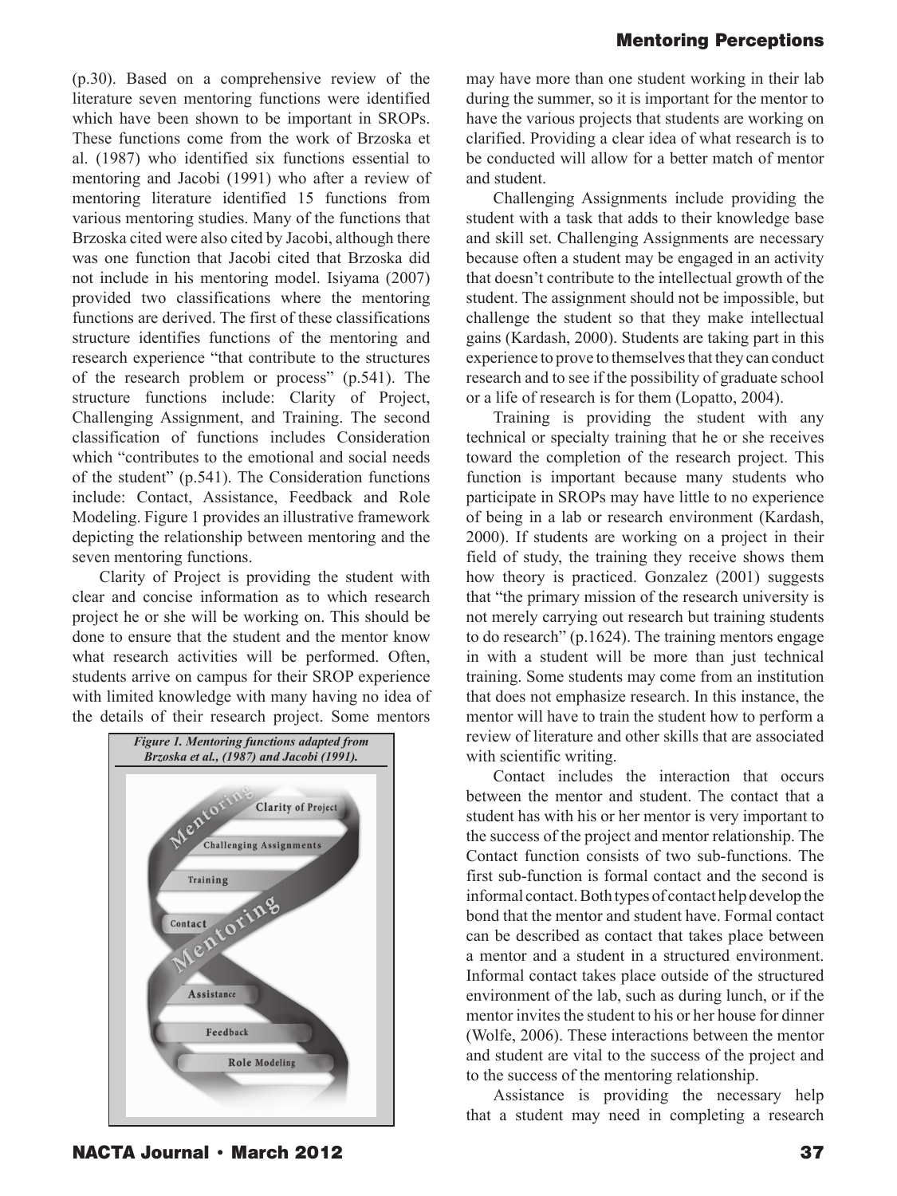(p.30). Based on a comprehensive review of the literature seven mentoring functions were identified which have been shown to be important in SROPs. These functions come from the work of Brzoska et al. (1987) who identified six functions essential to mentoring and Jacobi (1991) who after a review of mentoring literature identified 15 functions from various mentoring studies. Many of the functions that Brzoska cited were also cited by Jacobi, although there was one function that Jacobi cited that Brzoska did not include in his mentoring model. Isiyama (2007) provided two classifications where the mentoring functions are derived. The first of these classifications structure identifies functions of the mentoring and research experience "that contribute to the structures of the research problem or process" (p.541). The structure functions include: Clarity of Project, Challenging Assignment, and Training. The second classification of functions includes Consideration which "contributes to the emotional and social needs of the student" (p.541). The Consideration functions include: Contact, Assistance, Feedback and Role Modeling. Figure 1 provides an illustrative framework depicting the relationship between mentoring and the seven mentoring functions.

Clarity of Project is providing the student with clear and concise information as to which research project he or she will be working on. This should be done to ensure that the student and the mentor know what research activities will be performed. Often, students arrive on campus for their SROP experience with limited knowledge with many having no idea of the details of their research project. Some mentors may have more than one student working in their lab during the summer, so it is important for the mentor to have the various projects that students are working on clarified. Providing a clear idea of what research is to be conducted will allow for a better match of mentor and student.

*Figure 1. Mentoring functions adapted from Brzoska et al., (1987) and Jacobi (1991).*

Challenging Assignments include providing the student with a task that adds to their knowledge base and skill set. Challenging Assignments are necessary because often a student may be engaged in an activity that doesn't contribute to the intellectual growth of the student. The assignment should not be impossible, but challenge the student so that they make intellectual gains (Kardash, 2000). Students are taking part in this experience to prove to themselves that they can conduct research and to see if the possibility of graduate school or a life of research is for them (Lopatto, 2004).

Training is providing the student with any technical or specialty training that he or she receives toward the completion of the research project. This function is important because many students who participate in SROPs may have little to no experience of being in a lab or research environment (Kardash, 2000). If students are working on a project in their field of study, the training they receive shows them how theory is practiced. Gonzalez (2001) suggests that "the primary mission of the research university is not merely carrying out research but training students to do research" (p.1624). The training mentors engage in with a student will be more than just technical training. Some students may come from an institution that does not emphasize research. In this instance, the mentor will have to train the student how to perform a review of literature and other skills that are associated with scientific writing.

Contact includes the interaction that occurs between the mentor and student. The contact that a student has with his or her mentor is very important to the success of the project and mentor relationship. The Contact function consists of two sub-functions. The first sub-function is formal contact and the second is informal contact. Both types of contact help develop the bond that the mentor and student have. Formal contact can be described as contact that takes place between a mentor and a student in a structured environment. Informal contact takes place outside of the structured environment of the lab, such as during lunch, or if the mentor invites the student to his or her house for dinner (Wolfe, 2006). These interactions between the mentor and student are vital to the success of the project and to the success of the mentoring relationship.

Assistance is providing the necessary help that a student may need in completing a research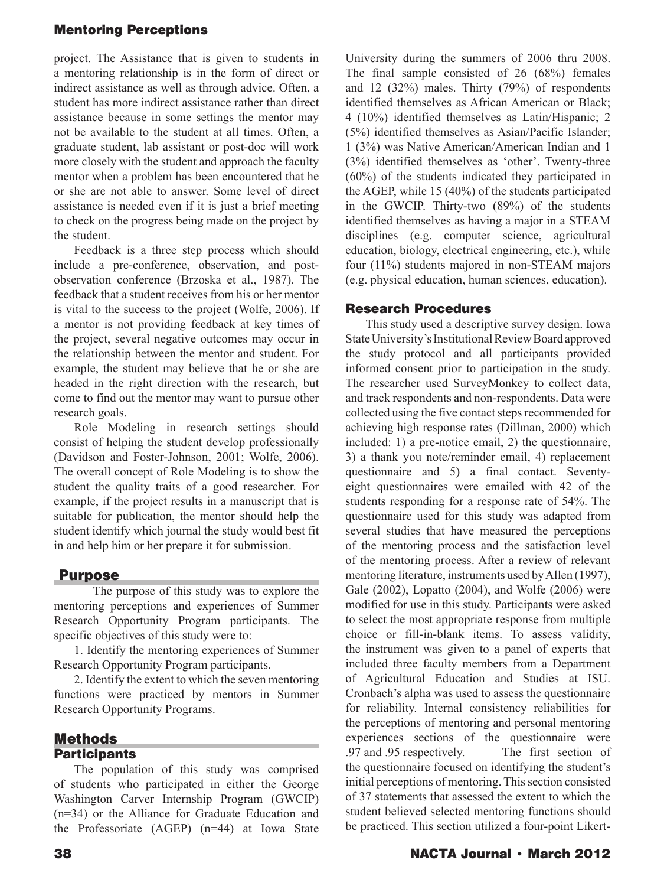project. The Assistance that is given to students in a mentoring relationship is in the form of direct or indirect assistance as well as through advice. Often, a student has more indirect assistance rather than direct assistance because in some settings the mentor may not be available to the student at all times. Often, a graduate student, lab assistant or post-doc will work more closely with the student and approach the faculty mentor when a problem has been encountered that he or she are not able to answer. Some level of direct assistance is needed even if it is just a brief meeting to check on the progress being made on the project by the student.

Feedback is a three step process which should include a pre-conference, observation, and post-observation conference (Brzoska et al., 1987). The feedback that a student receives from his or her mentor is vital to the success to the project (Wolfe, 2006). If a mentor is not providing feedback at key times of the project, several negative outcomes may occur in the relationship between the mentor and student. For example, the student may believe that he or she are headed in the right direction with the research, but come to find out the mentor may want to pursue other research goals.

Role Modeling in research settings should consist of helping the student develop professionally (Davidson and Foster-Johnson, 2001; Wolfe, 2006). The overall concept of Role Modeling is to show the student the quality traits of a good researcher. For example, if the project results in a manuscript that is suitable for publication, the mentor should help the student identify which journal the study would best fit in and help him or her prepare it for submission.

## Purpose

The purpose of this study was to explore the mentoring perceptions and experiences of Summer Research Opportunity Program participants. The specific objectives of this study were to:

1. Identify the mentoring experiences of Summer Research Opportunity Program participants.

2. Identify the extent to which the seven mentoring functions were practiced by mentors in Summer Research Opportunity Programs.

## Methods

### Participants

The population of this study was comprised of students who participated in either the George Washington Carver Internship Program (GWCIP) (n=34) or the Alliance for Graduate Education and the Professoriate (AGEP) (n=44) at Iowa State University during the summers of 2006 thru 2008. The final sample consisted of 26 (68%) females and 12 (32%) males. Thirty (79%) of respondents identified themselves as African American or Black; 4 (10%) identified themselves as Latin/Hispanic; 2 (5%) identified themselves as Asian/Pacific Islander; 1 (3%) was Native American/American Indian and 1 (3%) identified themselves as 'other'. Twenty-three (60%) of the students indicated they participated in the AGEP, while 15 (40%) of the students participated in the GWCIP. Thirty-two (89%) of the students identified themselves as having a major in a STEAM disciplines (e.g. computer science, agricultural education, biology, electrical engineering, etc.), while four (11%) students majored in non-STEAM majors (e.g. physical education, human sciences, education).

### Research Procedures

This study used a descriptive survey design. Iowa State University's Institutional Review Board approved the study protocol and all participants provided informed consent prior to participation in the study. The researcher used SurveyMonkey to collect data, and track respondents and non-respondents. Data were collected using the five contact steps recommended for achieving high response rates (Dillman, 2000) which included: 1) a pre-notice email, 2) the questionnaire, 3) a thank you note/reminder email, 4) replacement questionnaire and 5) a final contact. Seventy-eight questionnaires were emailed with 42 of the students responding for a response rate of 54%. The questionnaire used for this study was adapted from several studies that have measured the perceptions of the mentoring process and the satisfaction level of the mentoring process. After a review of relevant mentoring literature, instruments used by Allen (1997), Gale (2002), Lopatto (2004), and Wolfe (2006) were modified for use in this study. Participants were asked to select the most appropriate response from multiple choice or fill-in-blank items. To assess validity, the instrument was given to a panel of experts that included three faculty members from a Department of Agricultural Education and Studies at ISU. Cronbach's alpha was used to assess the questionnaire for reliability. Internal consistency reliabilities for the perceptions of mentoring and personal mentoring experiences sections of the questionnaire were .97 and .95 respectively. The first section of the questionnaire focused on identifying the student's initial perceptions of mentoring. This section consisted of 37 statements that assessed the extent to which the student believed selected mentoring functions should be practiced. This section utilized a four-point Likert-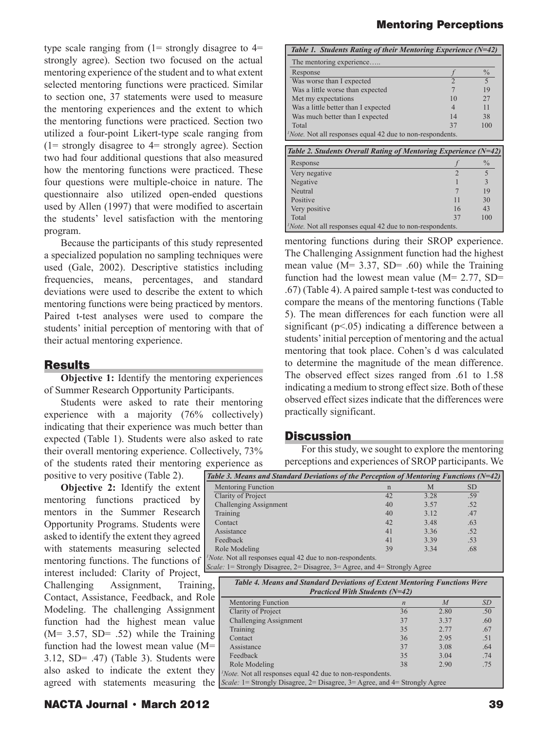type scale ranging from (1= strongly disagree to 4= strongly agree). Section two focused on the actual mentoring experience of the student and to what extent selected mentoring functions were practiced. Similar to section one, 37 statements were used to measure the mentoring experiences and the extent to which the mentoring functions were practiced. Section two utilized a four-point Likert-type scale ranging from (1= strongly disagree to 4= strongly agree). Section two had four additional questions that also measured how the mentoring functions were practiced. These four questions were multiple-choice in nature. The questionnaire also utilized open-ended questions used by Allen (1997) that were modified to ascertain the students' level satisfaction with the mentoring program.

Because the participants of this study represented a specialized population no sampling techniques were used (Gale, 2002). Descriptive statistics including frequencies, means, percentages, and standard deviations were used to describe the extent to which mentoring functions were being practiced by mentors. Paired t-test analyses were used to compare the students' initial perception of mentoring with that of their actual mentoring experience.

## Results

**Objective 1:** Identify the mentoring experiences of Summer Research Opportunity Participants.

Students were asked to rate their mentoring experience with a majority (76% collectively) indicating that their experience was much better than expected (Table 1). Students were also asked to rate their overall mentoring experience. Collectively, 73% of the students rated their mentoring experience as positive to very positive (Table 2).

**Objective 2:** Identify the extent mentoring functions practiced by mentors in the Summer Research Opportunity Programs. Students were asked to identify the extent they agreed with statements measuring selected mentoring functions. The functions of interest included: Clarity of Project, Challenging Assignment, Training, Contact, Assistance, Feedback, and Role Modeling. The challenging Assignment function had the highest mean value (M= 3.57, SD= .52) while the Training function had the lowest mean value (M= 3.12, SD= .47) (Table 3). Students were also asked to indicate the extent they agreed with statements measuring the mentoring functions during their SROP experience. The Challenging Assignment function had the highest mean value (M= 3.37, SD= .60) while the Training function had the lowest mean value (M= 2.77, SD= .67) (Table 4). A paired sample t-test was conducted to compare the means of the mentoring functions (Table 5). The mean differences for each function were all significant ($p<.05$) indicating a difference between a students' initial perception of mentoring and the actual mentoring that took place. Cohen's d was calculated to determine the magnitude of the mean difference. The observed effect sizes ranged from .61 to 1.58 indicating a medium to strong effect size. Both of these observed effect sizes indicate that the differences were practically significant.

**Table 1. Students Rating of their Mentoring Experience (N=42)**

| The mentoring experience….. | | |
|---|---|---|
| Response | *f* | % |
| Was worse than I expected | 2 | 5 |
| Was a little worse than expected | 7 | 19 |
| Met my expectations | 10 | 27 |
| Was a little better than I expected | 4 | 11 |
| Was much better than I expected | 14 | 38 |
| Total | 37 | 100 |

[1]*Note.* Not all responses equal 42 due to non-respondents.

**Table 2. Students Overall Rating of Mentoring Experience (N=42)**

| Response | *f* | % |
|---|---|---|
| Very negative | 2 | 5 |
| Negative | 1 | 3 |
| Neutral | 7 | 19 |
| Positive | 11 | 30 |
| Very positive | 16 | 43 |
| Total | 37 | 100 |

[1]*Note.* Not all responses equal 42 due to non-respondents.

**Table 3. Means and Standard Deviations of the Perception of Mentoring Functions (N=42)**

| Mentoring Function | n | M | SD |
|---|---|---|---|
| Clarity of Project | 42 | 3.28 | .59 |
| Challenging Assignment | 40 | 3.57 | .52 |
| Training | 40 | 3.12 | .47 |
| Contact | 42 | 3.48 | .63 |
| Assistance | 41 | 3.36 | .52 |
| Feedback | 41 | 3.39 | .53 |
| Role Modeling | 39 | 3.34 | .68 |

[1]*Note.* Not all responses equal 42 due to non-respondents.
*Scale:* 1= Strongly Disagree, 2= Disagree, 3= Agree, and 4= Strongly Agree

**Table 4. Means and Standard Deviations of Extent Mentoring Functions Were Practiced With Students (N=42)**

| Mentoring Function | *n* | *M* | *SD* |
|---|---|---|---|
| Clarity of Project | 36 | 2.80 | .50 |
| Challenging Assignment | 37 | 3.37 | .60 |
| Training | 35 | 2.77 | .67 |
| Contact | 36 | 2.95 | .51 |
| Assistance | 37 | 3.08 | .64 |
| Feedback | 35 | 3.04 | .74 |
| Role Modeling | 38 | 2.90 | .75 |

[1]*Note.* Not all responses equal 42 due to non-respondents.
*Scale:* 1= Strongly Disagree, 2= Disagree, 3= Agree, and 4= Strongly Agree

## Discussion

For this study, we sought to explore the mentoring perceptions and experiences of SROP participants. We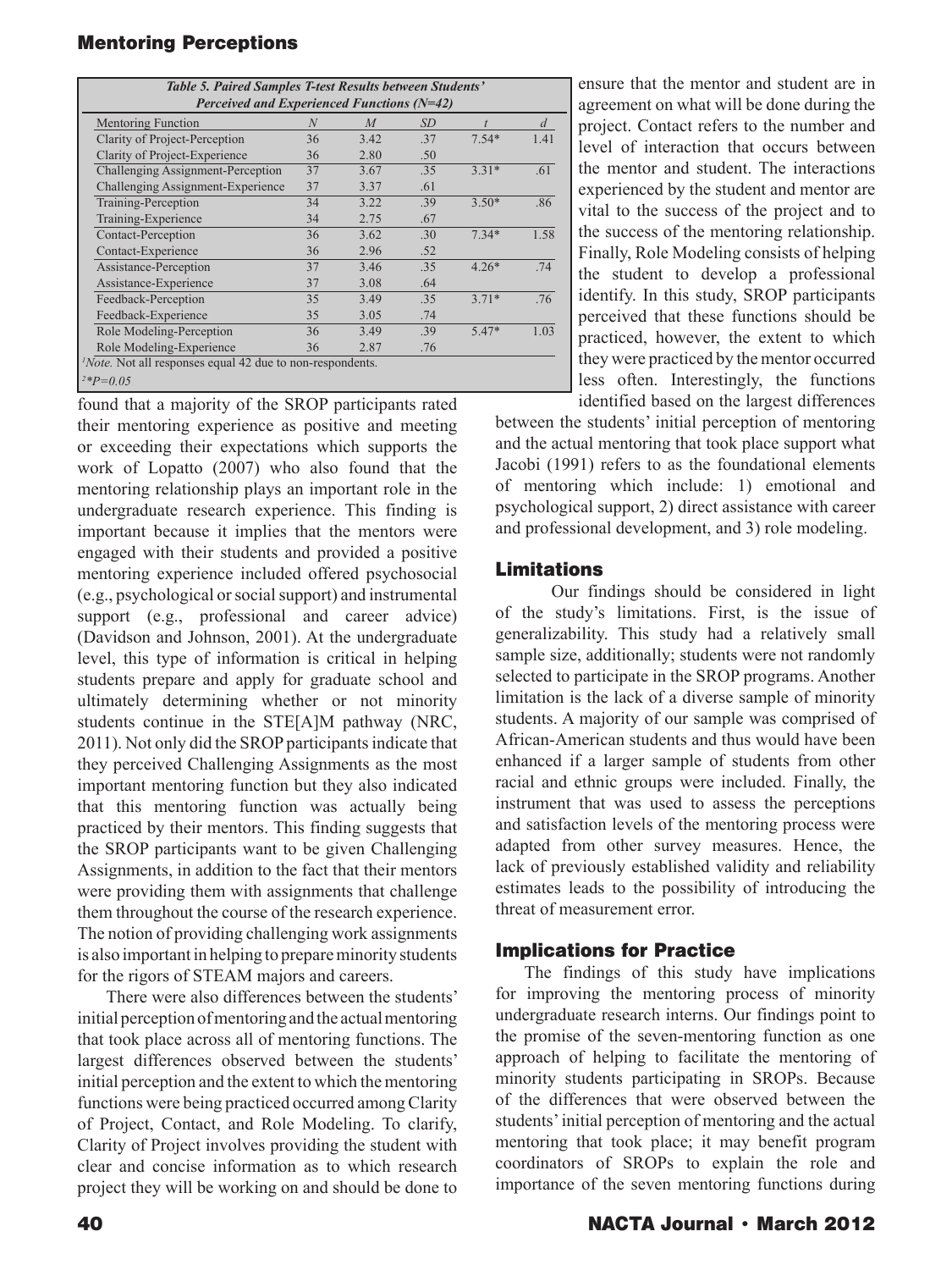**Table 5. Paired Samples T-test Results between Students' Perceived and Experienced Functions (N=42)**

| Mentoring Function | $N$ | $M$ | $SD$ | $t$ | $d$ |
|---|---|---|---|---|---|
| Clarity of Project-Perception | 36 | 3.42 | .37 | 7.54* | 1.41 |
| Clarity of Project-Experience | 36 | 2.80 | .50 | | |
| Challenging Assignment-Perception | 37 | 3.67 | .35 | 3.31* | .61 |
| Challenging Assignment-Experience | 37 | 3.37 | .61 | | |
| Training-Perception | 34 | 3.22 | .39 | 3.50* | .86 |
| Training-Experience | 34 | 2.75 | .67 | | |
| Contact-Perception | 36 | 3.62 | .30 | 7.34* | 1.58 |
| Contact-Experience | 36 | 2.96 | .52 | | |
| Assistance-Perception | 37 | 3.46 | .35 | 4.26* | .74 |
| Assistance-Experience | 37 | 3.08 | .64 | | |
| Feedback-Perception | 35 | 3.49 | .35 | 3.71* | .76 |
| Feedback-Experience | 35 | 3.05 | .74 | | |
| Role Modeling-Perception | 36 | 3.49 | .39 | 5.47* | 1.03 |
| Role Modeling-Experience | 36 | 2.87 | .76 | | |

[1]*Note.* Not all responses equal 42 due to non-respondents.

[2]*$P=0.05$

found that a majority of the SROP participants rated their mentoring experience as positive and meeting or exceeding their expectations which supports the work of Lopatto (2007) who also found that the mentoring relationship plays an important role in the undergraduate research experience. This finding is important because it implies that the mentors were engaged with their students and provided a positive mentoring experience included offered psychosocial (e.g., psychological or social support) and instrumental support (e.g., professional and career advice) (Davidson and Johnson, 2001). At the undergraduate level, this type of information is critical in helping students prepare and apply for graduate school and ultimately determining whether or not minority students continue in the STE[A]M pathway (NRC, 2011). Not only did the SROP participants indicate that they perceived Challenging Assignments as the most important mentoring function but they also indicated that this mentoring function was actually being practiced by their mentors. This finding suggests that the SROP participants want to be given Challenging Assignments, in addition to the fact that their mentors were providing them with assignments that challenge them throughout the course of the research experience. The notion of providing challenging work assignments is also important in helping to prepare minority students for the rigors of STEAM majors and careers.

There were also differences between the students' initial perception of mentoring and the actual mentoring that took place across all of mentoring functions. The largest differences observed between the students' initial perception and the extent to which the mentoring functions were being practiced occurred among Clarity of Project, Contact, and Role Modeling. To clarify, Clarity of Project involves providing the student with clear and concise information as to which research project they will be working on and should be done to ensure that the mentor and student are in agreement on what will be done during the project. Contact refers to the number and level of interaction that occurs between the mentor and student. The interactions experienced by the student and mentor are vital to the success of the project and to the success of the mentoring relationship. Finally, Role Modeling consists of helping the student to develop a professional identify. In this study, SROP participants perceived that these functions should be practiced, however, the extent to which they were practiced by the mentor occurred less often. Interestingly, the functions identified based on the largest differences between the students' initial perception of mentoring and the actual mentoring that took place support what Jacobi (1991) refers to as the foundational elements of mentoring which include: 1) emotional and psychological support, 2) direct assistance with career and professional development, and 3) role modeling.

## Limitations

Our findings should be considered in light of the study's limitations. First, is the issue of generalizability. This study had a relatively small sample size, additionally; students were not randomly selected to participate in the SROP programs. Another limitation is the lack of a diverse sample of minority students. A majority of our sample was comprised of African-American students and thus would have been enhanced if a larger sample of students from other racial and ethnic groups were included. Finally, the instrument that was used to assess the perceptions and satisfaction levels of the mentoring process were adapted from other survey measures. Hence, the lack of previously established validity and reliability estimates leads to the possibility of introducing the threat of measurement error.

## Implications for Practice

The findings of this study have implications for improving the mentoring process of minority undergraduate research interns. Our findings point to the promise of the seven-mentoring function as one approach of helping to facilitate the mentoring of minority students participating in SROPs. Because of the differences that were observed between the students' initial perception of mentoring and the actual mentoring that took place; it may benefit program coordinators of SROPs to explain the role and importance of the seven mentoring functions during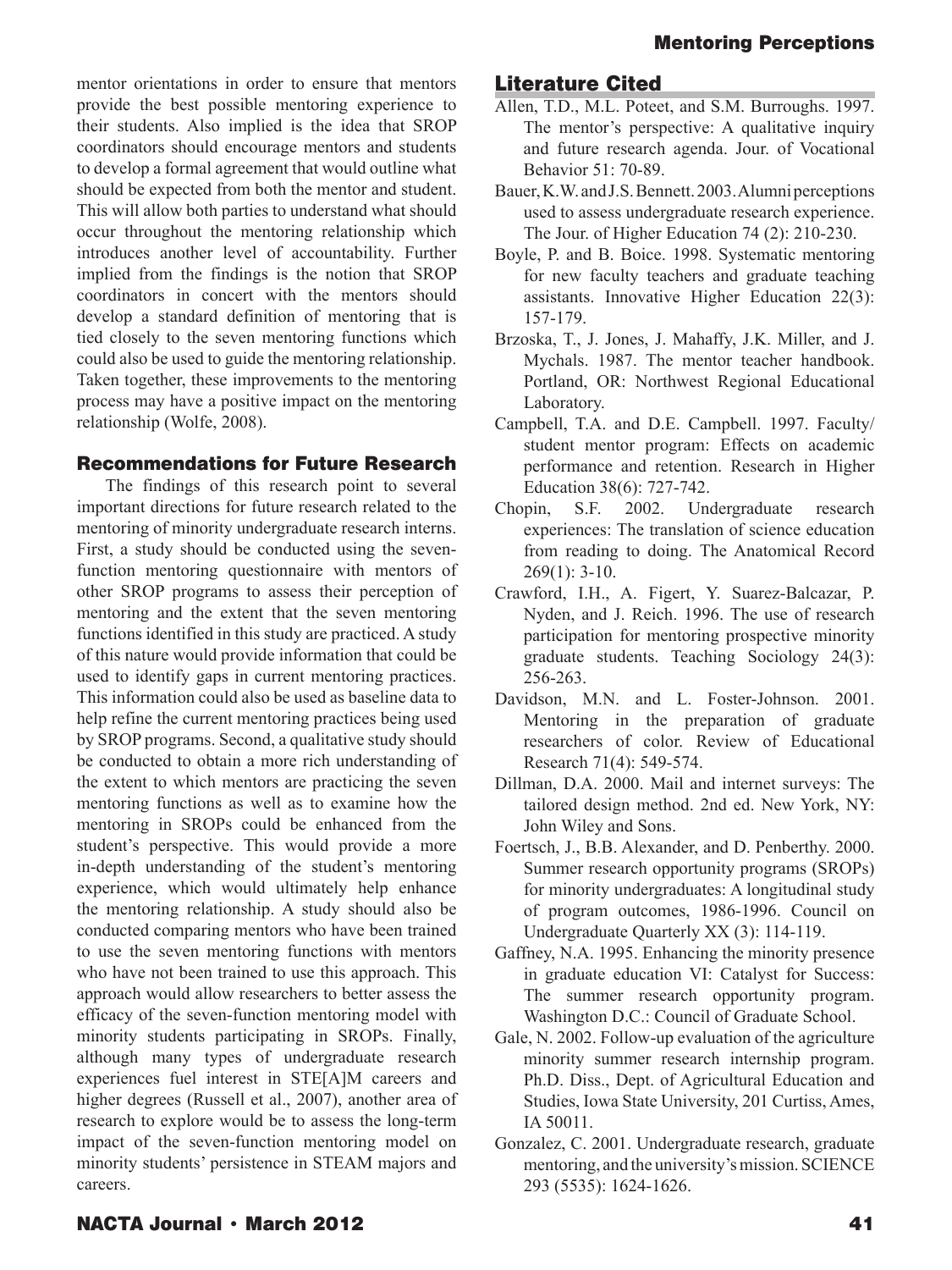mentor orientations in order to ensure that mentors provide the best possible mentoring experience to their students. Also implied is the idea that SROP coordinators should encourage mentors and students to develop a formal agreement that would outline what should be expected from both the mentor and student. This will allow both parties to understand what should occur throughout the mentoring relationship which introduces another level of accountability. Further implied from the findings is the notion that SROP coordinators in concert with the mentors should develop a standard definition of mentoring that is tied closely to the seven mentoring functions which could also be used to guide the mentoring relationship. Taken together, these improvements to the mentoring process may have a positive impact on the mentoring relationship (Wolfe, 2008).

### Recommendations for Future Research

The findings of this research point to several important directions for future research related to the mentoring of minority undergraduate research interns. First, a study should be conducted using the seven-function mentoring questionnaire with mentors of other SROP programs to assess their perception of mentoring and the extent that the seven mentoring functions identified in this study are practiced. A study of this nature would provide information that could be used to identify gaps in current mentoring practices. This information could also be used as baseline data to help refine the current mentoring practices being used by SROP programs. Second, a qualitative study should be conducted to obtain a more rich understanding of the extent to which mentors are practicing the seven mentoring functions as well as to examine how the mentoring in SROPs could be enhanced from the student's perspective. This would provide a more in-depth understanding of the student's mentoring experience, which would ultimately help enhance the mentoring relationship. A study should also be conducted comparing mentors who have been trained to use the seven mentoring functions with mentors who have not been trained to use this approach. This approach would allow researchers to better assess the efficacy of the seven-function mentoring model with minority students participating in SROPs. Finally, although many types of undergraduate research experiences fuel interest in STE[A]M careers and higher degrees (Russell et al., 2007), another area of research to explore would be to assess the long-term impact of the seven-function mentoring model on minority students' persistence in STEAM majors and careers.

## Literature Cited

Allen, T.D., M.L. Poteet, and S.M. Burroughs. 1997. The mentor's perspective: A qualitative inquiry and future research agenda. Jour. of Vocational Behavior 51: 70-89.

Bauer, K.W. and J.S. Bennett. 2003. Alumni perceptions used to assess undergraduate research experience. The Jour. of Higher Education 74 (2): 210-230.

Boyle, P. and B. Boice. 1998. Systematic mentoring for new faculty teachers and graduate teaching assistants. Innovative Higher Education 22(3): 157-179.

Brzoska, T., J. Jones, J. Mahaffy, J.K. Miller, and J. Mychals. 1987. The mentor teacher handbook. Portland, OR: Northwest Regional Educational Laboratory.

Campbell, T.A. and D.E. Campbell. 1997. Faculty/student mentor program: Effects on academic performance and retention. Research in Higher Education 38(6): 727-742.

Chopin, S.F. 2002. Undergraduate research experiences: The translation of science education from reading to doing. The Anatomical Record 269(1): 3-10.

Crawford, I.H., A. Figert, Y. Suarez-Balcazar, P. Nyden, and J. Reich. 1996. The use of research participation for mentoring prospective minority graduate students. Teaching Sociology 24(3): 256-263.

Davidson, M.N. and L. Foster-Johnson. 2001. Mentoring in the preparation of graduate researchers of color. Review of Educational Research 71(4): 549-574.

Dillman, D.A. 2000. Mail and internet surveys: The tailored design method. 2nd ed. New York, NY: John Wiley and Sons.

Foertsch, J., B.B. Alexander, and D. Penberthy. 2000. Summer research opportunity programs (SROPs) for minority undergraduates: A longitudinal study of program outcomes, 1986-1996. Council on Undergraduate Quarterly XX (3): 114-119.

Gaffney, N.A. 1995. Enhancing the minority presence in graduate education VI: Catalyst for Success: The summer research opportunity program. Washington D.C.: Council of Graduate School.

Gale, N. 2002. Follow-up evaluation of the agriculture minority summer research internship program. Ph.D. Diss., Dept. of Agricultural Education and Studies, Iowa State University, 201 Curtiss, Ames, IA 50011.

Gonzalez, C. 2001. Undergraduate research, graduate mentoring, and the university's mission. SCIENCE 293 (5535): 1624-1626.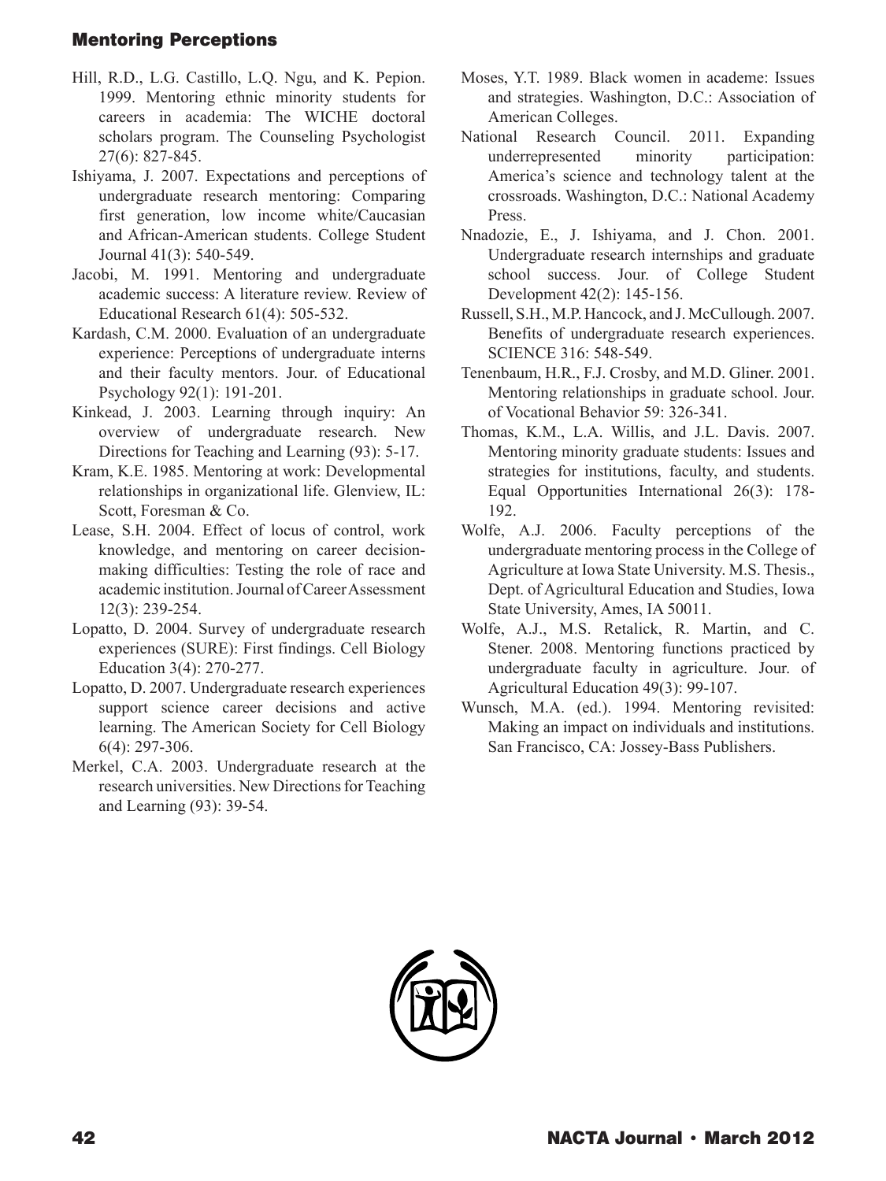Hill, R.D., L.G. Castillo, L.Q. Ngu, and K. Pepion. 1999. Mentoring ethnic minority students for careers in academia: The WICHE doctoral scholars program. The Counseling Psychologist 27(6): 827-845.

Ishiyama, J. 2007. Expectations and perceptions of undergraduate research mentoring: Comparing first generation, low income white/Caucasian and African-American students. College Student Journal 41(3): 540-549.

Jacobi, M. 1991. Mentoring and undergraduate academic success: A literature review. Review of Educational Research 61(4): 505-532.

Kardash, C.M. 2000. Evaluation of an undergraduate experience: Perceptions of undergraduate interns and their faculty mentors. Jour. of Educational Psychology 92(1): 191-201.

Kinkead, J. 2003. Learning through inquiry: An overview of undergraduate research. New Directions for Teaching and Learning (93): 5-17.

Kram, K.E. 1985. Mentoring at work: Developmental relationships in organizational life. Glenview, IL: Scott, Foresman & Co.

Lease, S.H. 2004. Effect of locus of control, work knowledge, and mentoring on career decision-making difficulties: Testing the role of race and academic institution. Journal of Career Assessment 12(3): 239-254.

Lopatto, D. 2004. Survey of undergraduate research experiences (SURE): First findings. Cell Biology Education 3(4): 270-277.

Lopatto, D. 2007. Undergraduate research experiences support science career decisions and active learning. The American Society for Cell Biology 6(4): 297-306.

Merkel, C.A. 2003. Undergraduate research at the research universities. New Directions for Teaching and Learning (93): 39-54.

Moses, Y.T. 1989. Black women in academe: Issues and strategies. Washington, D.C.: Association of American Colleges.

National Research Council. 2011. Expanding underrepresented minority participation: America's science and technology talent at the crossroads. Washington, D.C.: National Academy Press.

Nnadozie, E., J. Ishiyama, and J. Chon. 2001. Undergraduate research internships and graduate school success. Jour. of College Student Development 42(2): 145-156.

Russell, S.H., M.P. Hancock, and J. McCullough. 2007. Benefits of undergraduate research experiences. SCIENCE 316: 548-549.

Tenenbaum, H.R., F.J. Crosby, and M.D. Gliner. 2001. Mentoring relationships in graduate school. Jour. of Vocational Behavior 59: 326-341.

Thomas, K.M., L.A. Willis, and J.L. Davis. 2007. Mentoring minority graduate students: Issues and strategies for institutions, faculty, and students. Equal Opportunities International 26(3): 178-192.

Wolfe, A.J. 2006. Faculty perceptions of the undergraduate mentoring process in the College of Agriculture at Iowa State University. M.S. Thesis., Dept. of Agricultural Education and Studies, Iowa State University, Ames, IA 50011.

Wolfe, A.J., M.S. Retalick, R. Martin, and C. Stener. 2008. Mentoring functions practiced by undergraduate faculty in agriculture. Jour. of Agricultural Education 49(3): 99-107.

Wunsch, M.A. (ed.). 1994. Mentoring revisited: Making an impact on individuals and institutions. San Francisco, CA: Jossey-Bass Publishers.